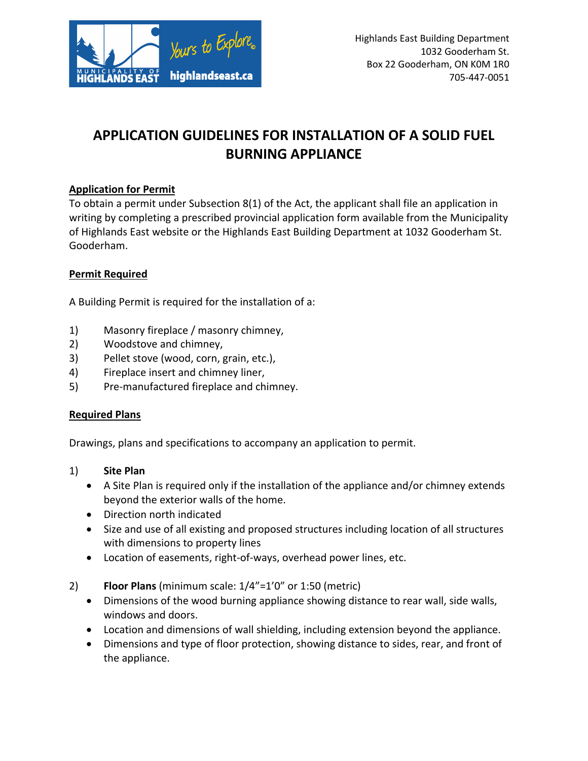Highlands East Building Department
1032 Gooderham St.
Box 22 Gooderham, ON K0M 1R0
705-447-0051

# APPLICATION GUIDELINES FOR INSTALLATION OF A SOLID FUEL BURNING APPLIANCE

## Application for Permit

To obtain a permit under Subsection 8(1) of the Act, the applicant shall file an application in writing by completing a prescribed provincial application form available from the Municipality of Highlands East website or the Highlands East Building Department at 1032 Gooderham St. Gooderham.

## Permit Required

A Building Permit is required for the installation of a:

1) Masonry fireplace / masonry chimney,
2) Woodstove and chimney,
3) Pellet stove (wood, corn, grain, etc.),
4) Fireplace insert and chimney liner,
5) Pre-manufactured fireplace and chimney.

## Required Plans

Drawings, plans and specifications to accompany an application to permit.

1) **Site Plan**
   - A Site Plan is required only if the installation of the appliance and/or chimney extends beyond the exterior walls of the home.
   - Direction north indicated
   - Size and use of all existing and proposed structures including location of all structures with dimensions to property lines
   - Location of easements, right-of-ways, overhead power lines, etc.

2) **Floor Plans** (minimum scale: 1/4"=1'0" or 1:50 (metric)
   - Dimensions of the wood burning appliance showing distance to rear wall, side walls, windows and doors.
   - Location and dimensions of wall shielding, including extension beyond the appliance.
   - Dimensions and type of floor protection, showing distance to sides, rear, and front of the appliance.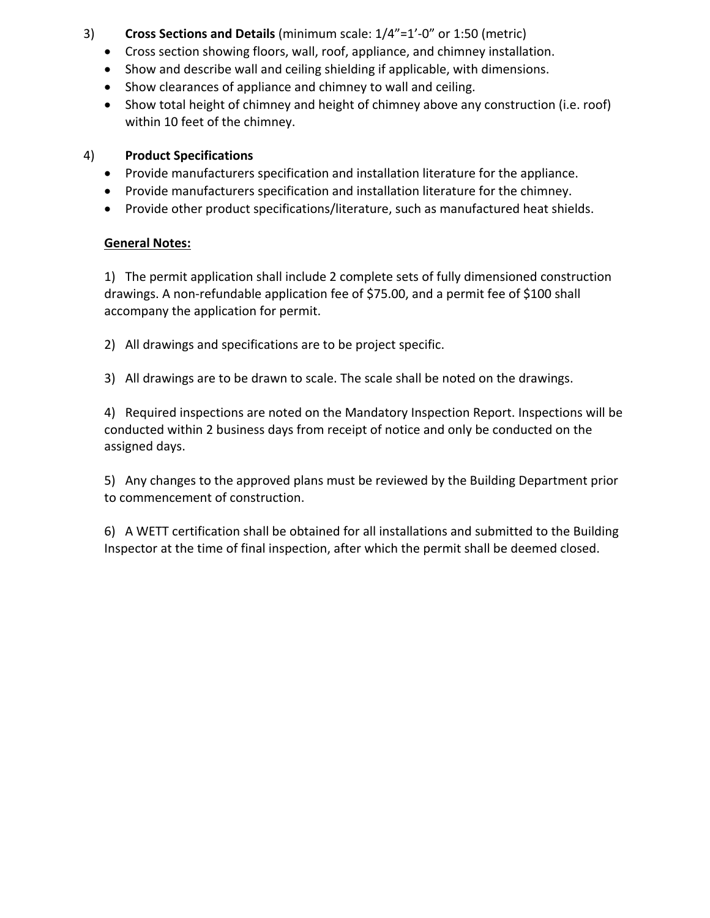3) **Cross Sections and Details** (minimum scale: 1/4"=1'-0" or 1:50 (metric)

- Cross section showing floors, wall, roof, appliance, and chimney installation.
- Show and describe wall and ceiling shielding if applicable, with dimensions.
- Show clearances of appliance and chimney to wall and ceiling.
- Show total height of chimney and height of chimney above any construction (i.e. roof) within 10 feet of the chimney.

4) **Product Specifications**

- Provide manufacturers specification and installation literature for the appliance.
- Provide manufacturers specification and installation literature for the chimney.
- Provide other product specifications/literature, such as manufactured heat shields.

**General Notes:**

1) The permit application shall include 2 complete sets of fully dimensioned construction drawings. A non-refundable application fee of $75.00, and a permit fee of $100 shall accompany the application for permit.

2) All drawings and specifications are to be project specific.

3) All drawings are to be drawn to scale. The scale shall be noted on the drawings.

4) Required inspections are noted on the Mandatory Inspection Report. Inspections will be conducted within 2 business days from receipt of notice and only be conducted on the assigned days.

5) Any changes to the approved plans must be reviewed by the Building Department prior to commencement of construction.

6) A WETT certification shall be obtained for all installations and submitted to the Building Inspector at the time of final inspection, after which the permit shall be deemed closed.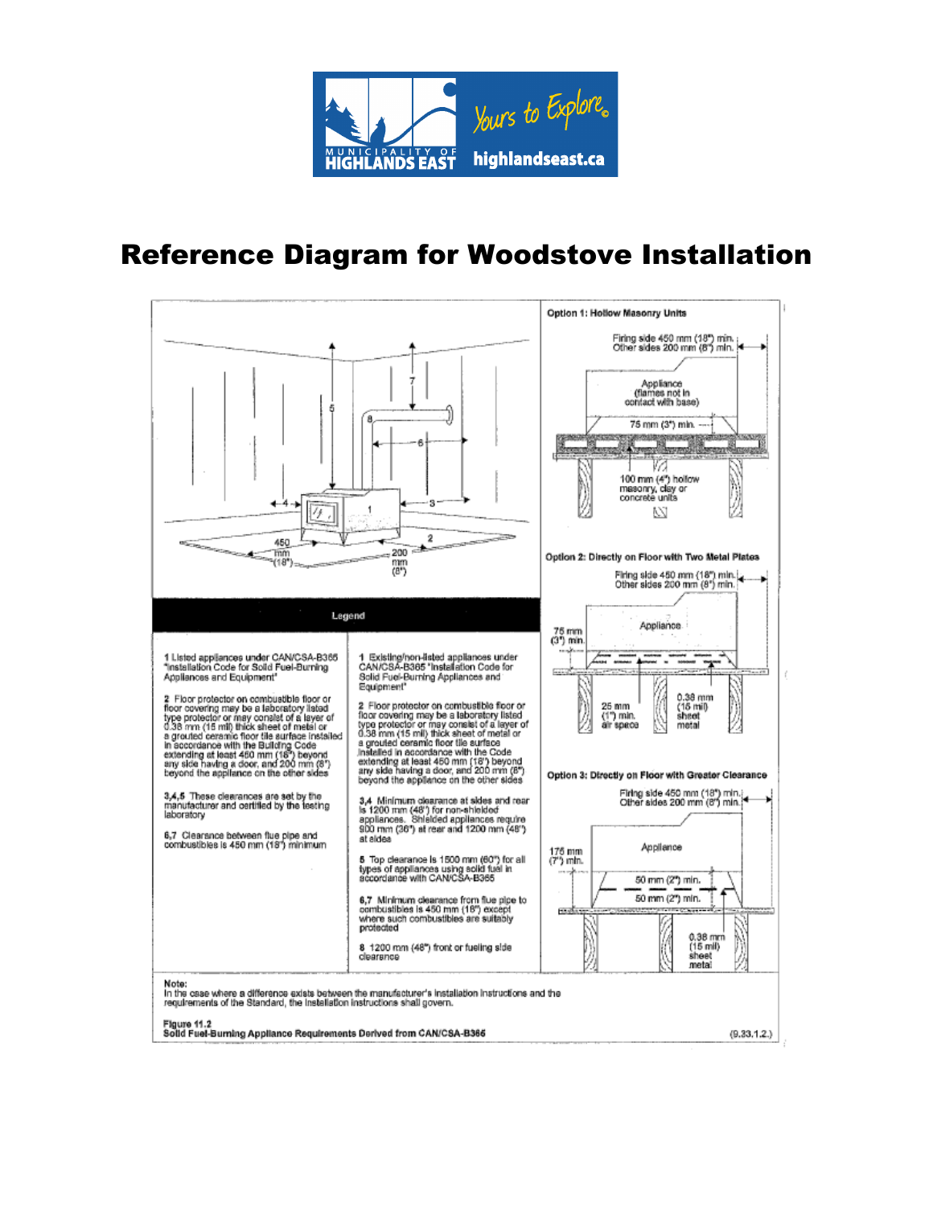MUNICIPALITY OF HIGHLANDS EAST

*Yours to Explore©*

highlandseast.ca

# Reference Diagram for Woodstove Installation

450 mm (18")

200 mm (8")

**Option 1: Hollow Masonry Units**

Firing side 450 mm (18") min.
Other sides 200 mm (8") min.

Appliance (flames not in contact with base)

75 mm (3") min.

100 mm (4") hollow masonry, clay or concrete units

**Option 2: Directly on Floor with Two Metal Plates**

Firing side 450 mm (18") min.
Other sides 200 mm (8") min.

Appliance

75 mm (3") min.

25 mm (1") min. air space

0.38 mm (15 mil) sheet metal

**Option 3: Directly on Floor with Greater Clearance**

Firing side 450 mm (18") min.
Other sides 200 mm (8") min.

Appliance

175 mm (7") min.

50 mm (2") min.

50 mm (2") min.

0.38 mm (15 mil) sheet metal

**Legend**

| | |
|---|---|
| 1 Listed appliances under CAN/CSA-B365 "Installation Code for Solid Fuel-Burning Appliances and Equipment" | 1 Existing/non-listed appliances under CAN/CSA-B365 "Installation Code for Solid Fuel-Burning Appliances and Equipment" |
| 2 Floor protector on combustible floor or floor covering may be a laboratory listed type protector or may consist of a layer of 0.38 mm (15 mil) thick sheet of metal or a grouted ceramic floor tile surface installed in accordance with the Building Code extending at least 450 mm (18") beyond any side having a door, and 200 mm (8") beyond the appliance on the other sides | 2 Floor protector on combustible floor or floor covering may be a laboratory listed type protector or may consist of a layer of 0.38 mm (15 mil) thick sheet of metal or a grouted ceramic floor tile surface installed in accordance with the Code extending at least 450 mm (18") beyond any side having a door, and 200 mm (8") beyond the appliance on the other sides |
| 3,4,5 These clearances are set by the manufacturer and certified by the testing laboratory | 3,4 Minimum clearance at sides and rear is 1200 mm (48") for non-shielded appliances. Shielded appliances require 900 mm (36") at rear and 1200 mm (48") at sides |
| 6,7 Clearance between flue pipe and combustibles is 450 mm (18") minimum | 5 Top clearance is 1500 mm (60") for all types of appliances using solid fuel in accordance with CAN/CSA-B365 |
| | 6,7 Minimum clearance from flue pipe to combustibles is 450 mm (18") except where such combustibles are suitably protected |
| | 8 1200 mm (48") front or fueling side clearance |

Note:
In the case where a difference exists between the manufacturer's installation instructions and the requirements of the Standard, the installation instructions shall govern.

**Figure 11.2**
**Solid Fuel-Burning Appliance Requirements Derived from CAN/CSA-B365**

(9.33.1.2.)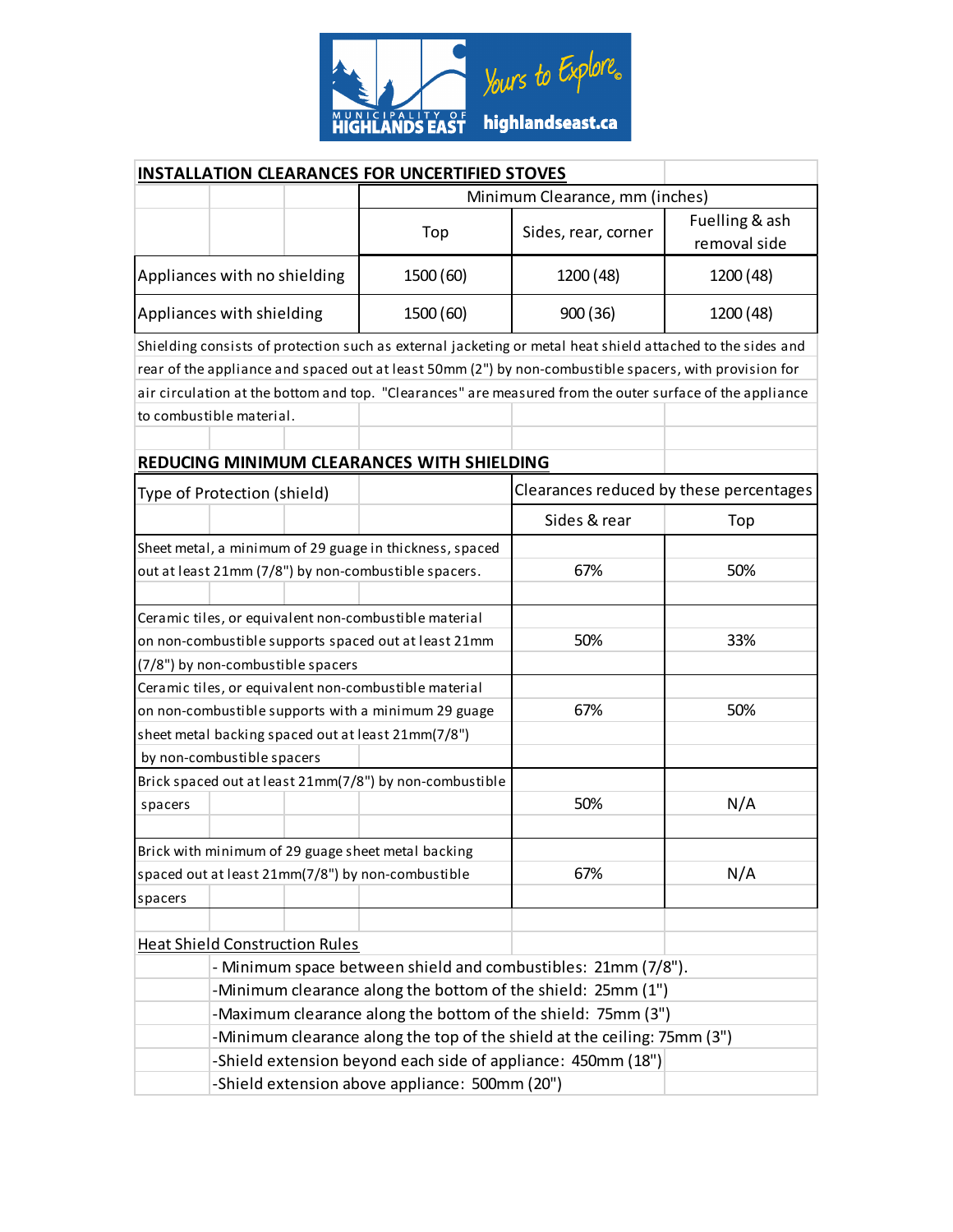## INSTALLATION CLEARANCES FOR UNCERTIFIED STOVES

| | Minimum Clearance, mm (inches) | | |
|---|---|---|---|
| | Top | Sides, rear, corner | Fuelling & ash removal side |
| Appliances with no shielding | 1500 (60) | 1200 (48) | 1200 (48) |
| Appliances with shielding | 1500 (60) | 900 (36) | 1200 (48) |

Shielding consists of protection such as external jacketing or metal heat shield attached to the sides and rear of the appliance and spaced out at least 50mm (2") by non-combustible spacers, with provision for air circulation at the bottom and top. "Clearances" are measured from the outer surface of the appliance to combustible material.

## REDUCING MINIMUM CLEARANCES WITH SHIELDING

| Type of Protection (shield) | Clearances reduced by these percentages | |
|---|---|---|
| | Sides & rear | Top |
| Sheet metal, a minimum of 29 guage in thickness, spaced out at least 21mm (7/8") by non-combustible spacers. | 67% | 50% |
| Ceramic tiles, or equivalent non-combustible material on non-combustible supports spaced out at least 21mm (7/8") by non-combustible spacers | 50% | 33% |
| Ceramic tiles, or equivalent non-combustible material on non-combustible supports with a minimum 29 guage sheet metal backing spaced out at least 21mm(7/8") by non-combustible spacers | 67% | 50% |
| Brick spaced out at least 21mm(7/8") by non-combustible spacers | 50% | N/A |
| Brick with minimum of 29 guage sheet metal backing spaced out at least 21mm(7/8") by non-combustible spacers | 67% | N/A |

Heat Shield Construction Rules

- Minimum space between shield and combustibles: 21mm (7/8").
- Minimum clearance along the bottom of the shield: 25mm (1")
- Maximum clearance along the bottom of the shield: 75mm (3")
- Minimum clearance along the top of the shield at the ceiling: 75mm (3")
- Shield extension beyond each side of appliance: 450mm (18")
- Shield extension above appliance: 500mm (20")